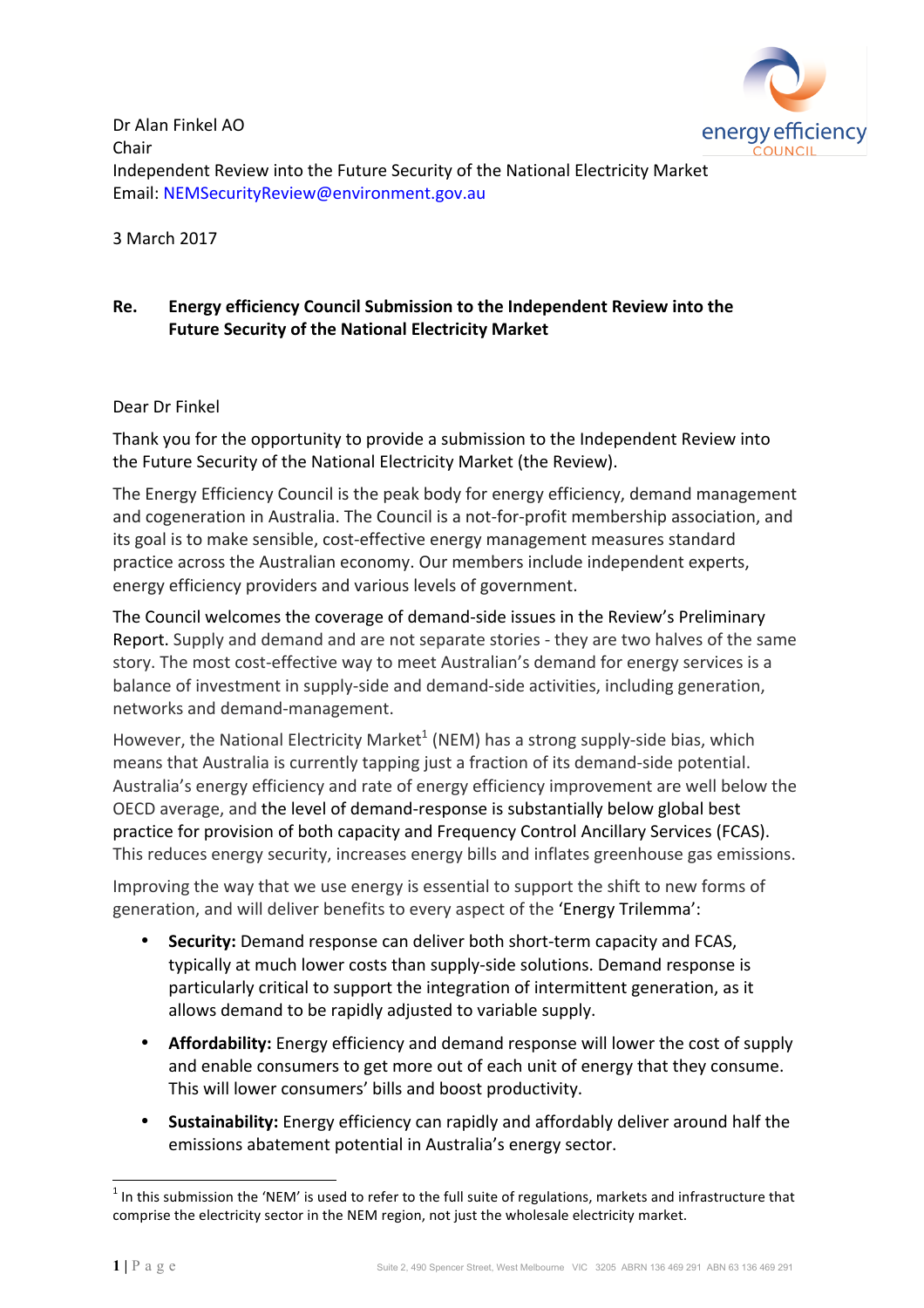Dr Alan Finkel AO
Chair
Independent Review into the Future Security of the National Electricity Market
Email: NEMSecurityReview@environment.gov.au

3 March 2017

**Re. Energy efficiency Council Submission to the Independent Review into the Future Security of the National Electricity Market**

Dear Dr Finkel

Thank you for the opportunity to provide a submission to the Independent Review into the Future Security of the National Electricity Market (the Review).

The Energy Efficiency Council is the peak body for energy efficiency, demand management and cogeneration in Australia. The Council is a not-for-profit membership association, and its goal is to make sensible, cost-effective energy management measures standard practice across the Australian economy. Our members include independent experts, energy efficiency providers and various levels of government.

The Council welcomes the coverage of demand-side issues in the Review's Preliminary Report. Supply and demand and are not separate stories - they are two halves of the same story. The most cost-effective way to meet Australian's demand for energy services is a balance of investment in supply-side and demand-side activities, including generation, networks and demand-management.

However, the National Electricity Market[1] (NEM) has a strong supply-side bias, which means that Australia is currently tapping just a fraction of its demand-side potential. Australia's energy efficiency and rate of energy efficiency improvement are well below the OECD average, and the level of demand-response is substantially below global best practice for provision of both capacity and Frequency Control Ancillary Services (FCAS). This reduces energy security, increases energy bills and inflates greenhouse gas emissions.

Improving the way that we use energy is essential to support the shift to new forms of generation, and will deliver benefits to every aspect of the 'Energy Trilemma':

- **Security:** Demand response can deliver both short-term capacity and FCAS, typically at much lower costs than supply-side solutions. Demand response is particularly critical to support the integration of intermittent generation, as it allows demand to be rapidly adjusted to variable supply.
- **Affordability:** Energy efficiency and demand response will lower the cost of supply and enable consumers to get more out of each unit of energy that they consume. This will lower consumers' bills and boost productivity.
- **Sustainability:** Energy efficiency can rapidly and affordably deliver around half the emissions abatement potential in Australia's energy sector.

[1] In this submission the 'NEM' is used to refer to the full suite of regulations, markets and infrastructure that comprise the electricity sector in the NEM region, not just the wholesale electricity market.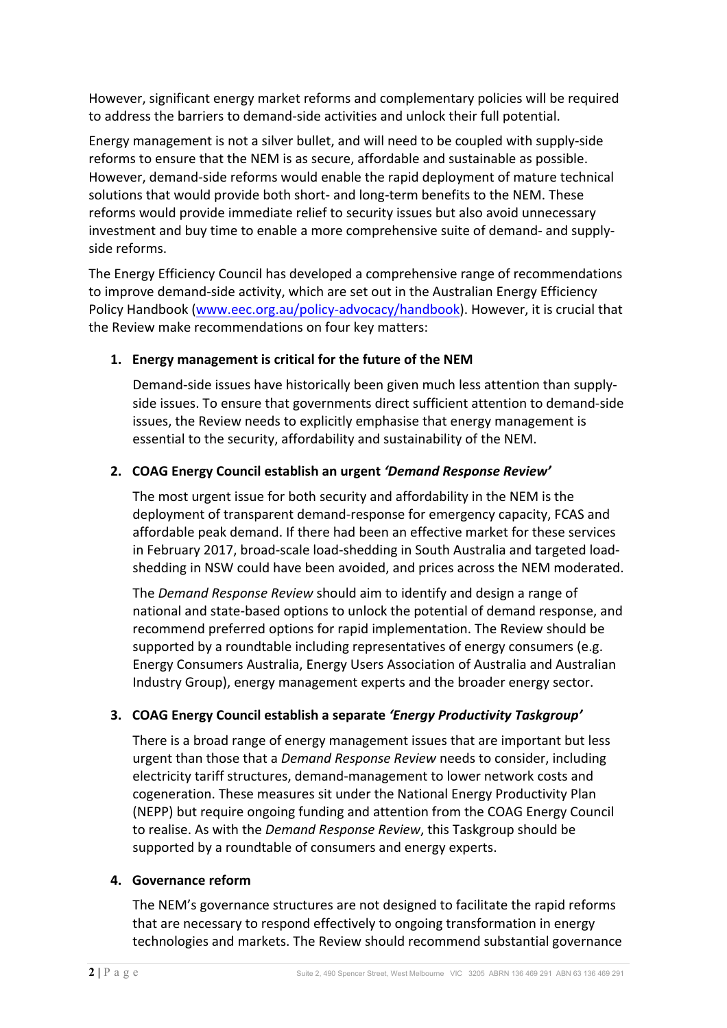However, significant energy market reforms and complementary policies will be required to address the barriers to demand-side activities and unlock their full potential.

Energy management is not a silver bullet, and will need to be coupled with supply-side reforms to ensure that the NEM is as secure, affordable and sustainable as possible. However, demand-side reforms would enable the rapid deployment of mature technical solutions that would provide both short- and long-term benefits to the NEM. These reforms would provide immediate relief to security issues but also avoid unnecessary investment and buy time to enable a more comprehensive suite of demand- and supply-side reforms.

The Energy Efficiency Council has developed a comprehensive range of recommendations to improve demand-side activity, which are set out in the Australian Energy Efficiency Policy Handbook (www.eec.org.au/policy-advocacy/handbook). However, it is crucial that the Review make recommendations on four key matters:

1. **Energy management is critical for the future of the NEM**

   Demand-side issues have historically been given much less attention than supply-side issues. To ensure that governments direct sufficient attention to demand-side issues, the Review needs to explicitly emphasise that energy management is essential to the security, affordability and sustainability of the NEM.

2. **COAG Energy Council establish an urgent *'Demand Response Review'***

   The most urgent issue for both security and affordability in the NEM is the deployment of transparent demand-response for emergency capacity, FCAS and affordable peak demand. If there had been an effective market for these services in February 2017, broad-scale load-shedding in South Australia and targeted load-shedding in NSW could have been avoided, and prices across the NEM moderated.

   The *Demand Response Review* should aim to identify and design a range of national and state-based options to unlock the potential of demand response, and recommend preferred options for rapid implementation. The Review should be supported by a roundtable including representatives of energy consumers (e.g. Energy Consumers Australia, Energy Users Association of Australia and Australian Industry Group), energy management experts and the broader energy sector.

3. **COAG Energy Council establish a separate *'Energy Productivity Taskgroup'***

   There is a broad range of energy management issues that are important but less urgent than those that a *Demand Response Review* needs to consider, including electricity tariff structures, demand-management to lower network costs and cogeneration. These measures sit under the National Energy Productivity Plan (NEPP) but require ongoing funding and attention from the COAG Energy Council to realise. As with the *Demand Response Review*, this Taskgroup should be supported by a roundtable of consumers and energy experts.

4. **Governance reform**

   The NEM's governance structures are not designed to facilitate the rapid reforms that are necessary to respond effectively to ongoing transformation in energy technologies and markets. The Review should recommend substantial governance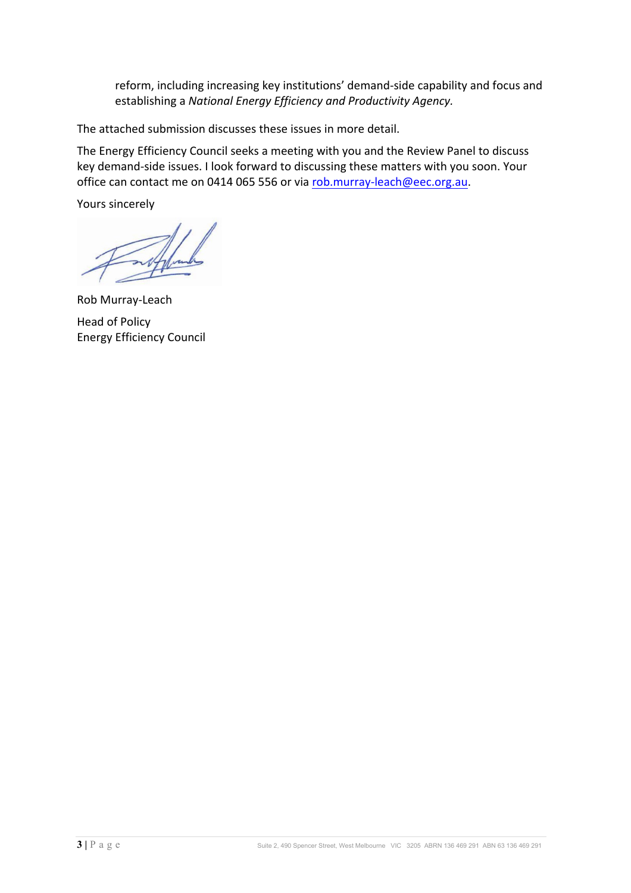reform, including increasing key institutions' demand-side capability and focus and establishing a *National Energy Efficiency and Productivity Agency.*

The attached submission discusses these issues in more detail.

The Energy Efficiency Council seeks a meeting with you and the Review Panel to discuss key demand-side issues. I look forward to discussing these matters with you soon. Your office can contact me on 0414 065 556 or via rob.murray-leach@eec.org.au.

Yours sincerely

Rob Murray-Leach

Head of Policy
Energy Efficiency Council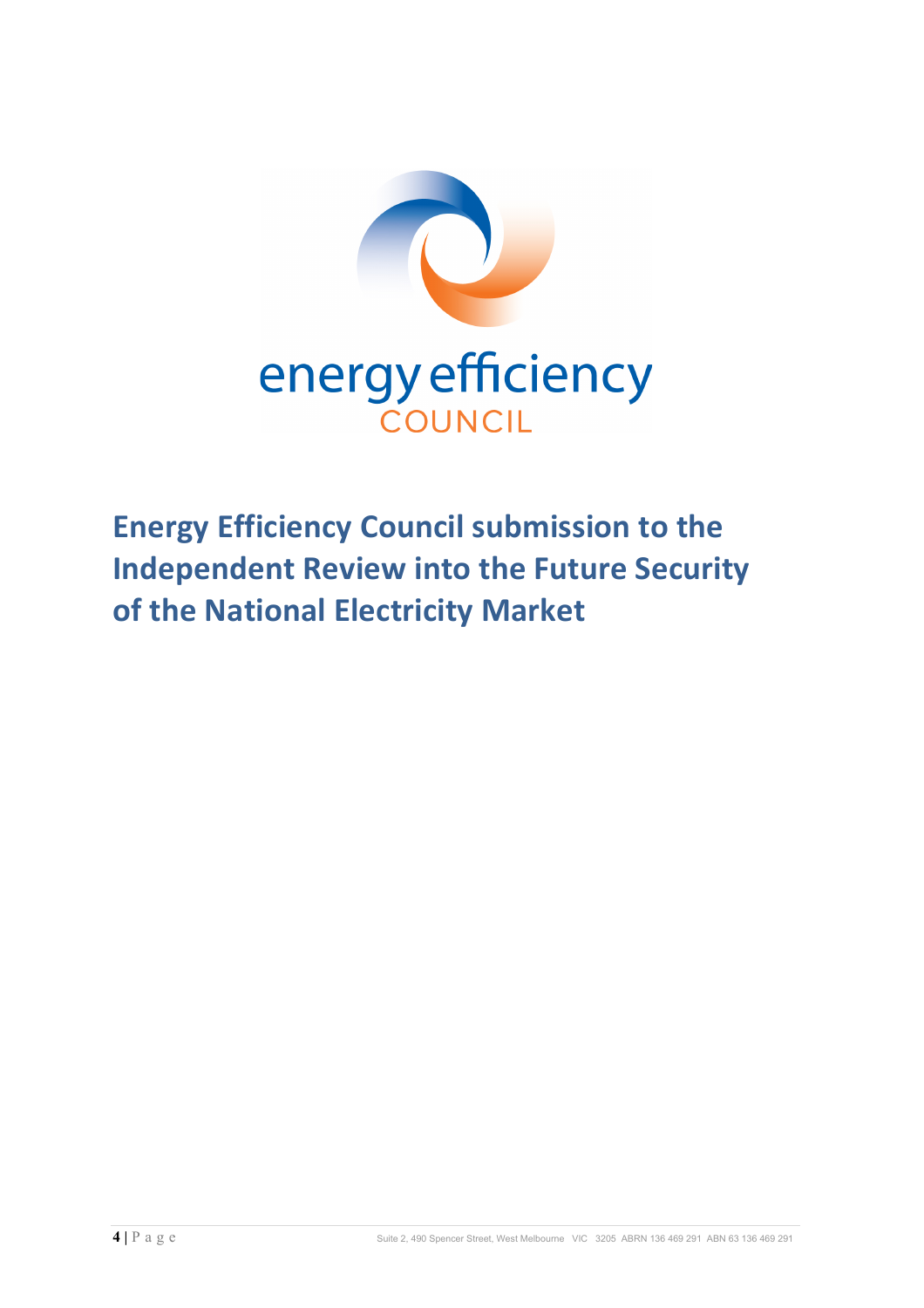energy efficiency COUNCIL

# Energy Efficiency Council submission to the Independent Review into the Future Security of the National Electricity Market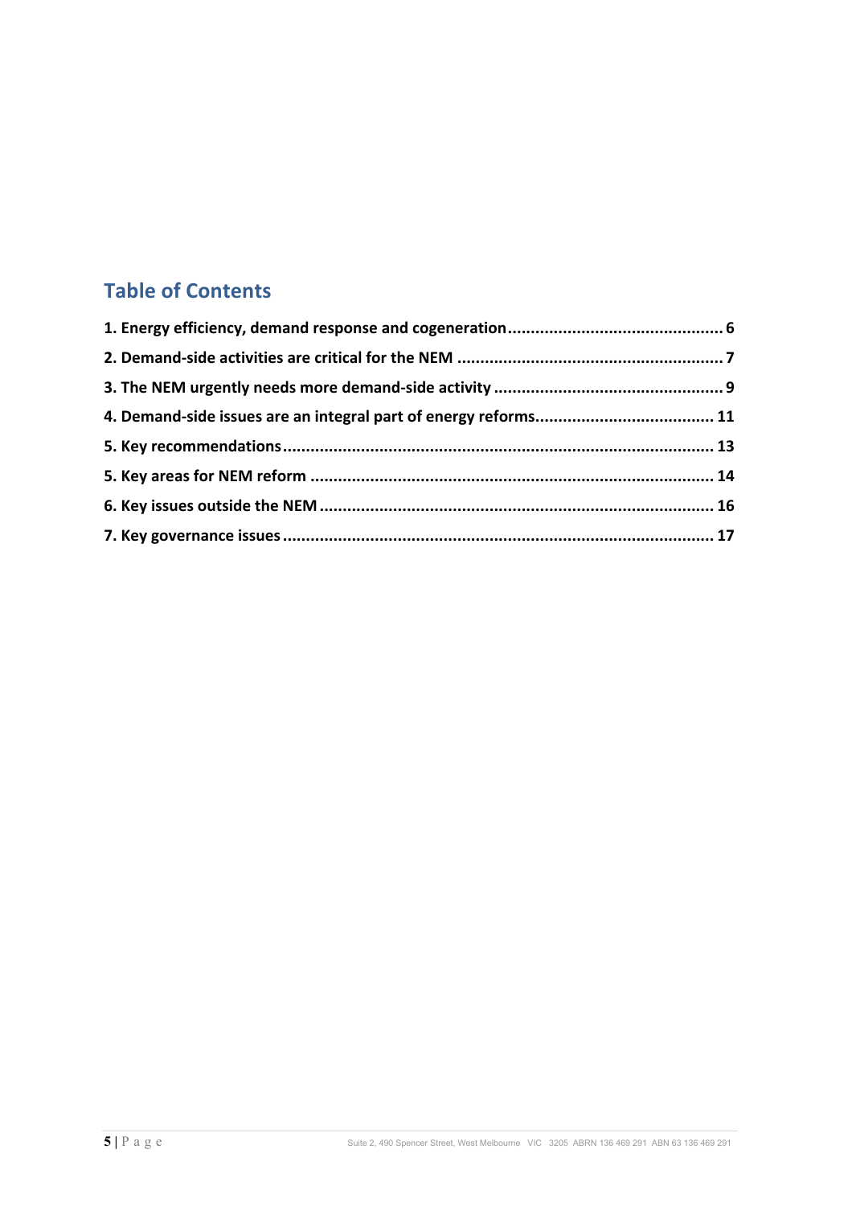## Table of Contents

1. Energy efficiency, demand response and cogeneration ... 6
2. Demand-side activities are critical for the NEM ... 7
3. The NEM urgently needs more demand-side activity ... 9
4. Demand-side issues are an integral part of energy reforms ... 11
5. Key recommendations ... 13
5. Key areas for NEM reform ... 14
6. Key issues outside the NEM ... 16
7. Key governance issues ... 17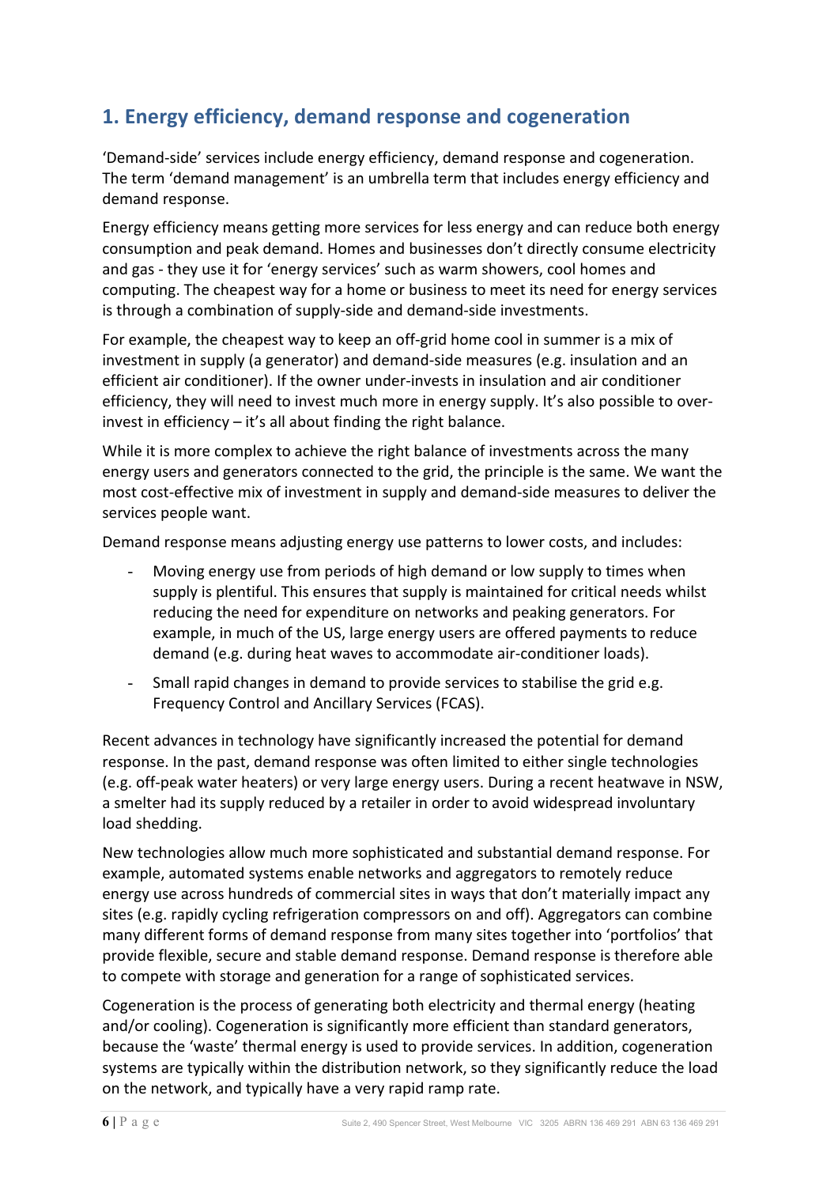## 1. Energy efficiency, demand response and cogeneration

'Demand-side' services include energy efficiency, demand response and cogeneration. The term 'demand management' is an umbrella term that includes energy efficiency and demand response.

Energy efficiency means getting more services for less energy and can reduce both energy consumption and peak demand. Homes and businesses don't directly consume electricity and gas - they use it for 'energy services' such as warm showers, cool homes and computing. The cheapest way for a home or business to meet its need for energy services is through a combination of supply-side and demand-side investments.

For example, the cheapest way to keep an off-grid home cool in summer is a mix of investment in supply (a generator) and demand-side measures (e.g. insulation and an efficient air conditioner). If the owner under-invests in insulation and air conditioner efficiency, they will need to invest much more in energy supply. It's also possible to over-invest in efficiency – it's all about finding the right balance.

While it is more complex to achieve the right balance of investments across the many energy users and generators connected to the grid, the principle is the same. We want the most cost-effective mix of investment in supply and demand-side measures to deliver the services people want.

Demand response means adjusting energy use patterns to lower costs, and includes:

- Moving energy use from periods of high demand or low supply to times when supply is plentiful. This ensures that supply is maintained for critical needs whilst reducing the need for expenditure on networks and peaking generators. For example, in much of the US, large energy users are offered payments to reduce demand (e.g. during heat waves to accommodate air-conditioner loads).
- Small rapid changes in demand to provide services to stabilise the grid e.g. Frequency Control and Ancillary Services (FCAS).

Recent advances in technology have significantly increased the potential for demand response. In the past, demand response was often limited to either single technologies (e.g. off-peak water heaters) or very large energy users. During a recent heatwave in NSW, a smelter had its supply reduced by a retailer in order to avoid widespread involuntary load shedding.

New technologies allow much more sophisticated and substantial demand response. For example, automated systems enable networks and aggregators to remotely reduce energy use across hundreds of commercial sites in ways that don't materially impact any sites (e.g. rapidly cycling refrigeration compressors on and off). Aggregators can combine many different forms of demand response from many sites together into 'portfolios' that provide flexible, secure and stable demand response. Demand response is therefore able to compete with storage and generation for a range of sophisticated services.

Cogeneration is the process of generating both electricity and thermal energy (heating and/or cooling). Cogeneration is significantly more efficient than standard generators, because the 'waste' thermal energy is used to provide services. In addition, cogeneration systems are typically within the distribution network, so they significantly reduce the load on the network, and typically have a very rapid ramp rate.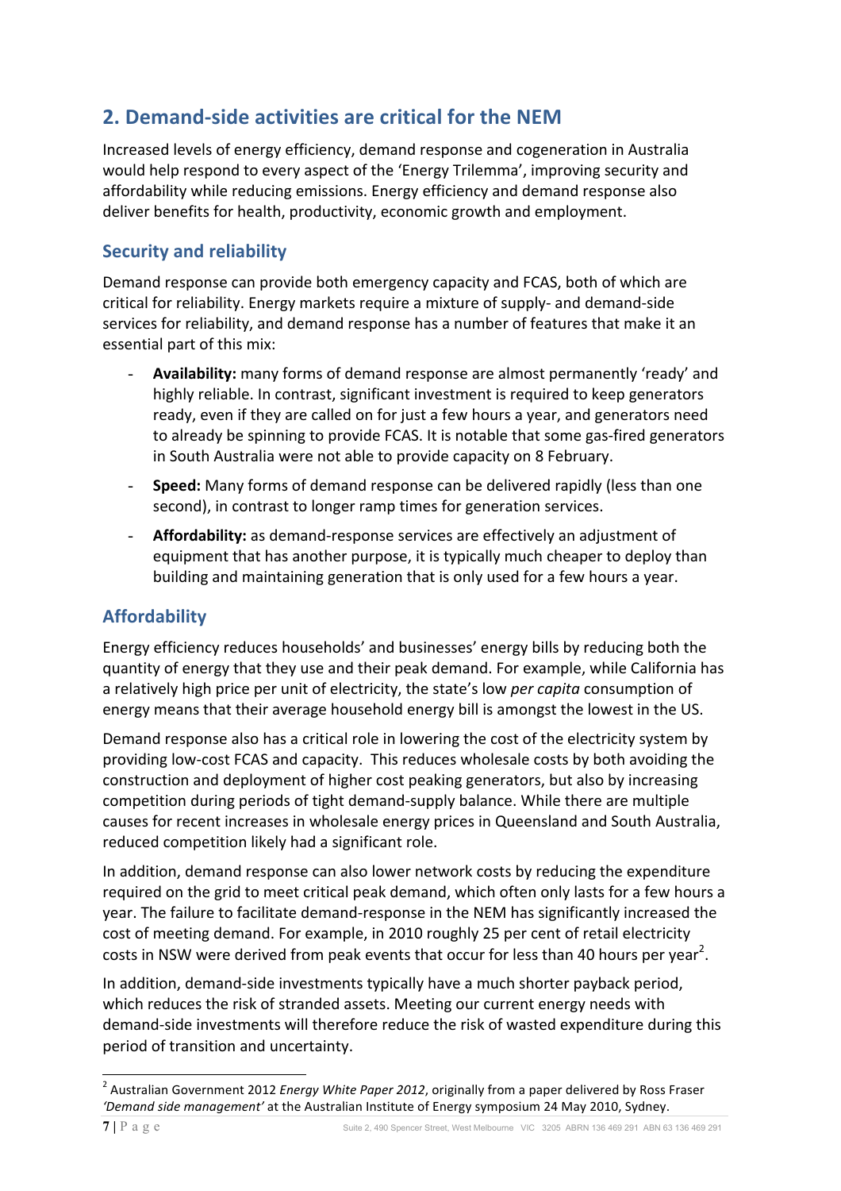## 2. Demand-side activities are critical for the NEM

Increased levels of energy efficiency, demand response and cogeneration in Australia would help respond to every aspect of the 'Energy Trilemma', improving security and affordability while reducing emissions. Energy efficiency and demand response also deliver benefits for health, productivity, economic growth and employment.

### Security and reliability

Demand response can provide both emergency capacity and FCAS, both of which are critical for reliability. Energy markets require a mixture of supply- and demand-side services for reliability, and demand response has a number of features that make it an essential part of this mix:

- **Availability:** many forms of demand response are almost permanently 'ready' and highly reliable. In contrast, significant investment is required to keep generators ready, even if they are called on for just a few hours a year, and generators need to already be spinning to provide FCAS. It is notable that some gas-fired generators in South Australia were not able to provide capacity on 8 February.
- **Speed:** Many forms of demand response can be delivered rapidly (less than one second), in contrast to longer ramp times for generation services.
- **Affordability:** as demand-response services are effectively an adjustment of equipment that has another purpose, it is typically much cheaper to deploy than building and maintaining generation that is only used for a few hours a year.

### Affordability

Energy efficiency reduces households' and businesses' energy bills by reducing both the quantity of energy that they use and their peak demand. For example, while California has a relatively high price per unit of electricity, the state's low *per capita* consumption of energy means that their average household energy bill is amongst the lowest in the US.

Demand response also has a critical role in lowering the cost of the electricity system by providing low-cost FCAS and capacity. This reduces wholesale costs by both avoiding the construction and deployment of higher cost peaking generators, but also by increasing competition during periods of tight demand-supply balance. While there are multiple causes for recent increases in wholesale energy prices in Queensland and South Australia, reduced competition likely had a significant role.

In addition, demand response can also lower network costs by reducing the expenditure required on the grid to meet critical peak demand, which often only lasts for a few hours a year. The failure to facilitate demand-response in the NEM has significantly increased the cost of meeting demand. For example, in 2010 roughly 25 per cent of retail electricity costs in NSW were derived from peak events that occur for less than 40 hours per year[2].

In addition, demand-side investments typically have a much shorter payback period, which reduces the risk of stranded assets. Meeting our current energy needs with demand-side investments will therefore reduce the risk of wasted expenditure during this period of transition and uncertainty.

[2] Australian Government 2012 *Energy White Paper 2012*, originally from a paper delivered by Ross Fraser *'Demand side management'* at the Australian Institute of Energy symposium 24 May 2010, Sydney.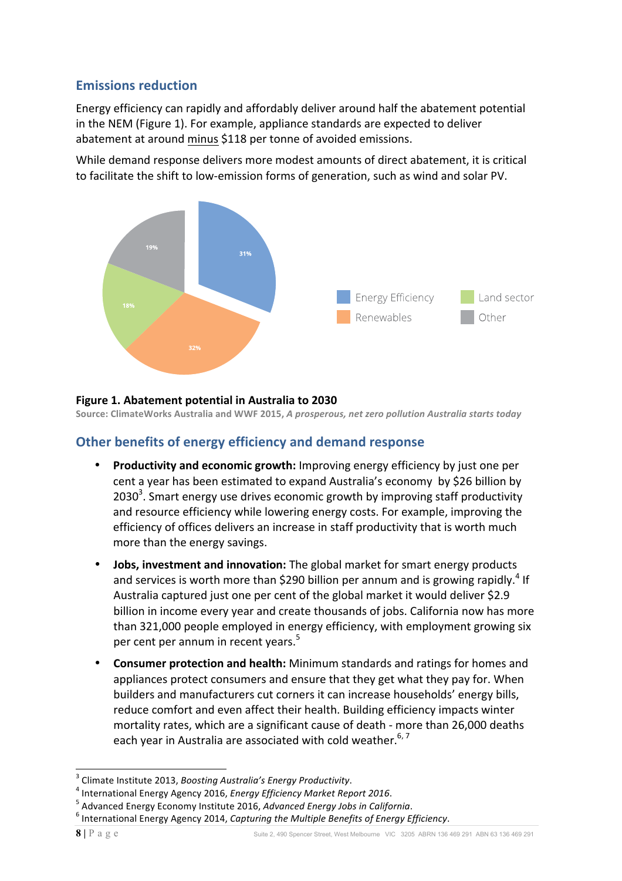## Emissions reduction

Energy efficiency can rapidly and affordably deliver around half the abatement potential in the NEM (Figure 1). For example, appliance standards are expected to deliver abatement at around minus $118 per tonne of avoided emissions.

While demand response delivers more modest amounts of direct abatement, it is critical to facilitate the shift to low-emission forms of generation, such as wind and solar PV.

| Category | Share |
|---|---|
| Energy Efficiency | 31% |
| Renewables | 32% |
| Land sector | 18% |
| Other | 19% |

**Figure 1. Abatement potential in Australia to 2030**

**Source: ClimateWorks Australia and WWF 2015, *A prosperous, net zero pollution Australia starts today***

## Other benefits of energy efficiency and demand response

- **Productivity and economic growth:** Improving energy efficiency by just one per cent a year has been estimated to expand Australia's economy by $26 billion by 2030[3]. Smart energy use drives economic growth by improving staff productivity and resource efficiency while lowering energy costs. For example, improving the efficiency of offices delivers an increase in staff productivity that is worth much more than the energy savings.
- **Jobs, investment and innovation:** The global market for smart energy products and services is worth more than $290 billion per annum and is growing rapidly.[4] If Australia captured just one per cent of the global market it would deliver $2.9 billion in income every year and create thousands of jobs. California now has more than 321,000 people employed in energy efficiency, with employment growing six per cent per annum in recent years.[5]
- **Consumer protection and health:** Minimum standards and ratings for homes and appliances protect consumers and ensure that they get what they pay for. When builders and manufacturers cut corners it can increase households' energy bills, reduce comfort and even affect their health. Building efficiency impacts winter mortality rates, which are a significant cause of death - more than 26,000 deaths each year in Australia are associated with cold weather.[6, 7]

---

[3] Climate Institute 2013, *Boosting Australia's Energy Productivity*.

[4] International Energy Agency 2016, *Energy Efficiency Market Report 2016*.

[5] Advanced Energy Economy Institute 2016, *Advanced Energy Jobs in California*.

[6] International Energy Agency 2014, *Capturing the Multiple Benefits of Energy Efficiency*.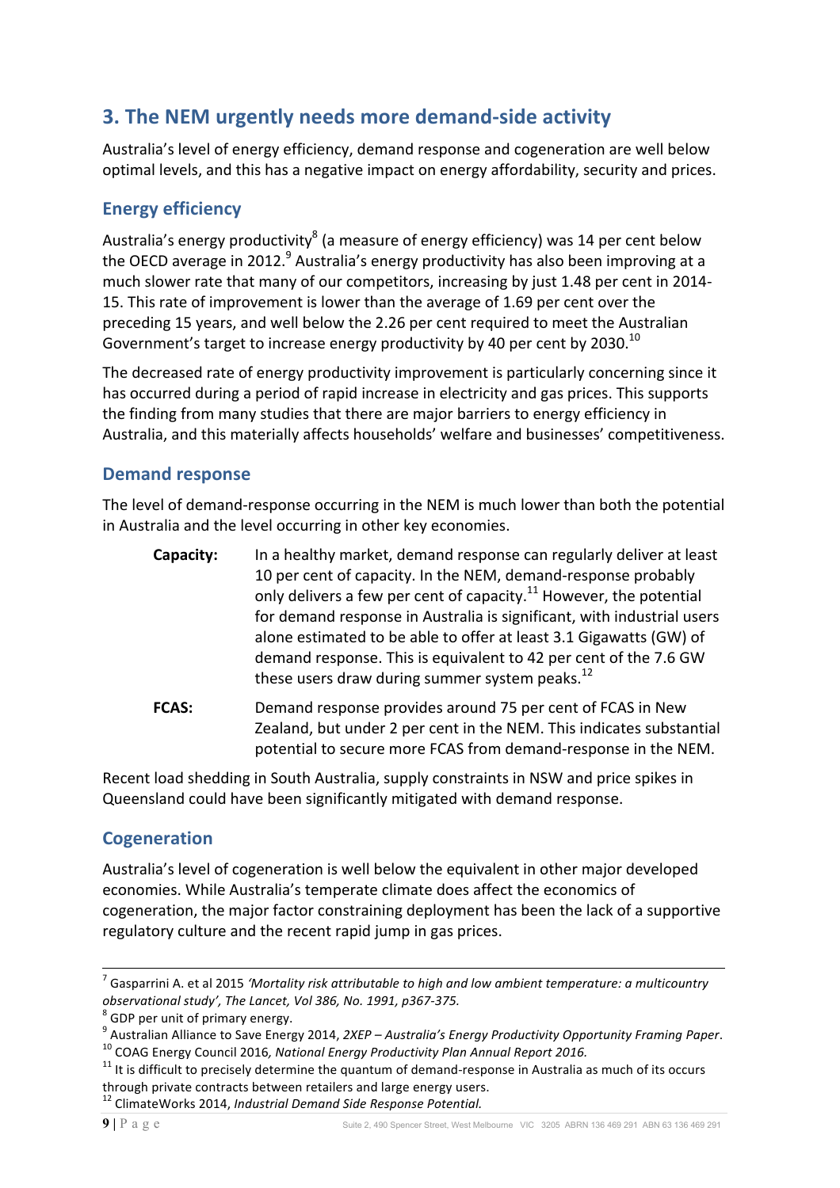## 3. The NEM urgently needs more demand-side activity

Australia's level of energy efficiency, demand response and cogeneration are well below optimal levels, and this has a negative impact on energy affordability, security and prices.

### Energy efficiency

Australia's energy productivity[8] (a measure of energy efficiency) was 14 per cent below the OECD average in 2012.[9] Australia's energy productivity has also been improving at a much slower rate that many of our competitors, increasing by just 1.48 per cent in 2014-15. This rate of improvement is lower than the average of 1.69 per cent over the preceding 15 years, and well below the 2.26 per cent required to meet the Australian Government's target to increase energy productivity by 40 per cent by 2030.[10]

The decreased rate of energy productivity improvement is particularly concerning since it has occurred during a period of rapid increase in electricity and gas prices. This supports the finding from many studies that there are major barriers to energy efficiency in Australia, and this materially affects households' welfare and businesses' competitiveness.

### Demand response

The level of demand-response occurring in the NEM is much lower than both the potential in Australia and the level occurring in other key economies.

**Capacity:** In a healthy market, demand response can regularly deliver at least 10 per cent of capacity. In the NEM, demand-response probably only delivers a few per cent of capacity.[11] However, the potential for demand response in Australia is significant, with industrial users alone estimated to be able to offer at least 3.1 Gigawatts (GW) of demand response. This is equivalent to 42 per cent of the 7.6 GW these users draw during summer system peaks.[12]

**FCAS:** Demand response provides around 75 per cent of FCAS in New Zealand, but under 2 per cent in the NEM. This indicates substantial potential to secure more FCAS from demand-response in the NEM.

Recent load shedding in South Australia, supply constraints in NSW and price spikes in Queensland could have been significantly mitigated with demand response.

### Cogeneration

Australia's level of cogeneration is well below the equivalent in other major developed economies. While Australia's temperate climate does affect the economics of cogeneration, the major factor constraining deployment has been the lack of a supportive regulatory culture and the recent rapid jump in gas prices.

---

[7] Gasparrini A. et al 2015 *'Mortality risk attributable to high and low ambient temperature: a multicountry observational study', The Lancet, Vol 386, No. 1991, p367-375.*

[8] GDP per unit of primary energy.

[9] Australian Alliance to Save Energy 2014, *2XEP – Australia's Energy Productivity Opportunity Framing Paper*.

[10] COAG Energy Council 2016*, National Energy Productivity Plan Annual Report 2016.*

[11] It is difficult to precisely determine the quantum of demand-response in Australia as much of its occurs through private contracts between retailers and large energy users.

[12] ClimateWorks 2014, *Industrial Demand Side Response Potential.*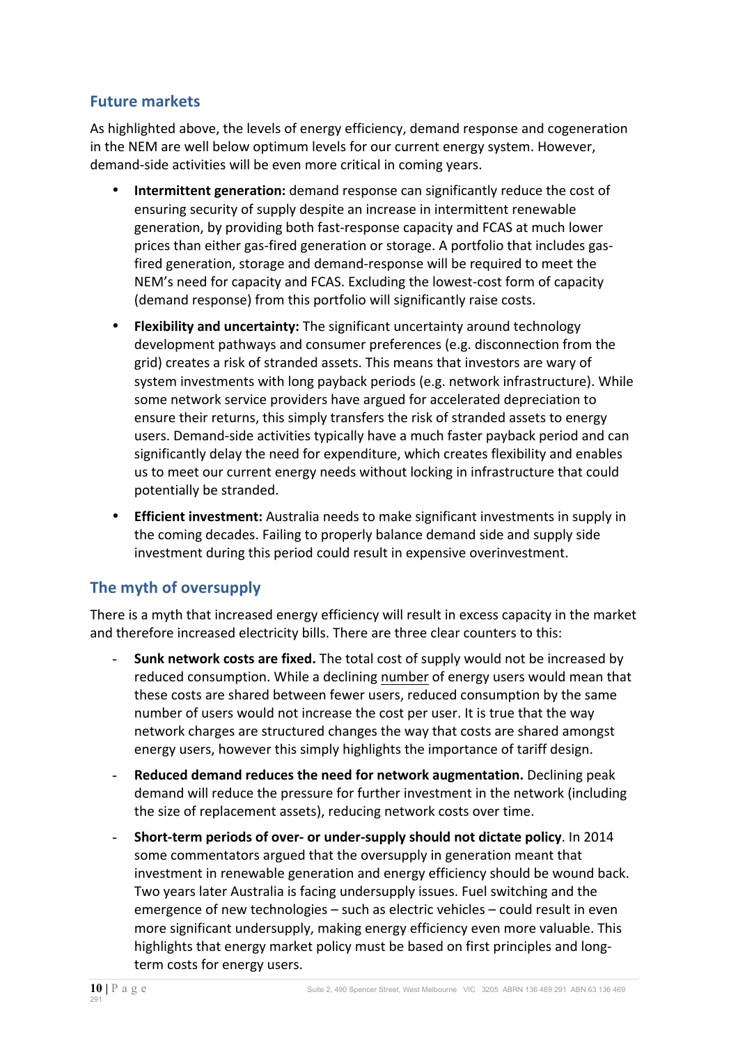## Future markets

As highlighted above, the levels of energy efficiency, demand response and cogeneration in the NEM are well below optimum levels for our current energy system. However, demand-side activities will be even more critical in coming years.

- **Intermittent generation:** demand response can significantly reduce the cost of ensuring security of supply despite an increase in intermittent renewable generation, by providing both fast-response capacity and FCAS at much lower prices than either gas-fired generation or storage. A portfolio that includes gas-fired generation, storage and demand-response will be required to meet the NEM's need for capacity and FCAS. Excluding the lowest-cost form of capacity (demand response) from this portfolio will significantly raise costs.
- **Flexibility and uncertainty:** The significant uncertainty around technology development pathways and consumer preferences (e.g. disconnection from the grid) creates a risk of stranded assets. This means that investors are wary of system investments with long payback periods (e.g. network infrastructure). While some network service providers have argued for accelerated depreciation to ensure their returns, this simply transfers the risk of stranded assets to energy users. Demand-side activities typically have a much faster payback period and can significantly delay the need for expenditure, which creates flexibility and enables us to meet our current energy needs without locking in infrastructure that could potentially be stranded.
- **Efficient investment:** Australia needs to make significant investments in supply in the coming decades. Failing to properly balance demand side and supply side investment during this period could result in expensive overinvestment.

## The myth of oversupply

There is a myth that increased energy efficiency will result in excess capacity in the market and therefore increased electricity bills. There are three clear counters to this:

- **Sunk network costs are fixed.** The total cost of supply would not be increased by reduced consumption. While a declining <u>number</u> of energy users would mean that these costs are shared between fewer users, reduced consumption by the same number of users would not increase the cost per user. It is true that the way network charges are structured changes the way that costs are shared amongst energy users, however this simply highlights the importance of tariff design.
- **Reduced demand reduces the need for network augmentation.** Declining peak demand will reduce the pressure for further investment in the network (including the size of replacement assets), reducing network costs over time.
- **Short-term periods of over- or under-supply should not dictate policy**. In 2014 some commentators argued that the oversupply in generation meant that investment in renewable generation and energy efficiency should be wound back. Two years later Australia is facing undersupply issues. Fuel switching and the emergence of new technologies – such as electric vehicles – could result in even more significant undersupply, making energy efficiency even more valuable. This highlights that energy market policy must be based on first principles and long-term costs for energy users.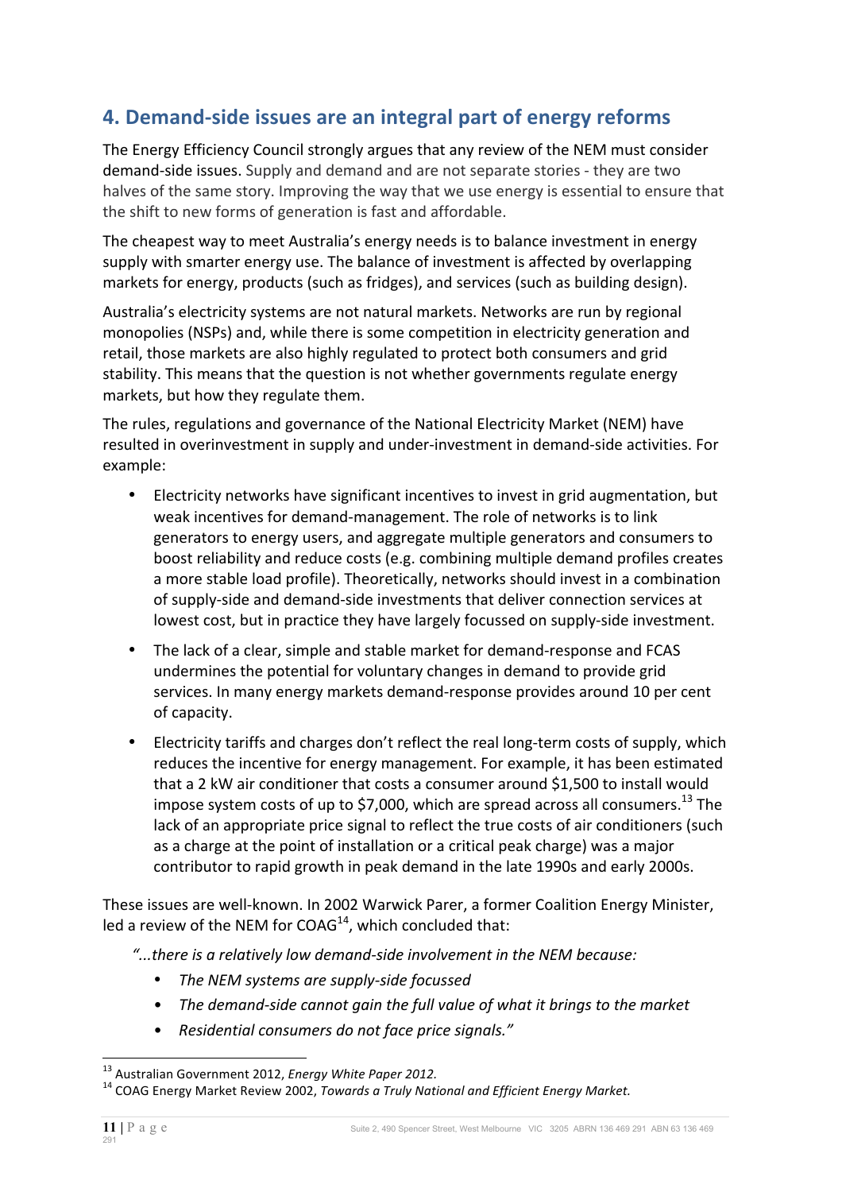## 4. Demand-side issues are an integral part of energy reforms

The Energy Efficiency Council strongly argues that any review of the NEM must consider demand-side issues. Supply and demand and are not separate stories - they are two halves of the same story. Improving the way that we use energy is essential to ensure that the shift to new forms of generation is fast and affordable.

The cheapest way to meet Australia's energy needs is to balance investment in energy supply with smarter energy use. The balance of investment is affected by overlapping markets for energy, products (such as fridges), and services (such as building design).

Australia's electricity systems are not natural markets. Networks are run by regional monopolies (NSPs) and, while there is some competition in electricity generation and retail, those markets are also highly regulated to protect both consumers and grid stability. This means that the question is not whether governments regulate energy markets, but how they regulate them.

The rules, regulations and governance of the National Electricity Market (NEM) have resulted in overinvestment in supply and under-investment in demand-side activities. For example:

- Electricity networks have significant incentives to invest in grid augmentation, but weak incentives for demand-management. The role of networks is to link generators to energy users, and aggregate multiple generators and consumers to boost reliability and reduce costs (e.g. combining multiple demand profiles creates a more stable load profile). Theoretically, networks should invest in a combination of supply-side and demand-side investments that deliver connection services at lowest cost, but in practice they have largely focussed on supply-side investment.
- The lack of a clear, simple and stable market for demand-response and FCAS undermines the potential for voluntary changes in demand to provide grid services. In many energy markets demand-response provides around 10 per cent of capacity.
- Electricity tariffs and charges don't reflect the real long-term costs of supply, which reduces the incentive for energy management. For example, it has been estimated that a 2 kW air conditioner that costs a consumer around $1,500 to install would impose system costs of up to $7,000, which are spread across all consumers.[13] The lack of an appropriate price signal to reflect the true costs of air conditioners (such as a charge at the point of installation or a critical peak charge) was a major contributor to rapid growth in peak demand in the late 1990s and early 2000s.

These issues are well-known. In 2002 Warwick Parer, a former Coalition Energy Minister, led a review of the NEM for COAG[14], which concluded that:

*"...there is a relatively low demand-side involvement in the NEM because:*

- *The NEM systems are supply-side focussed*
- *The demand-side cannot gain the full value of what it brings to the market*
- *Residential consumers do not face price signals."*

---

[13] Australian Government 2012, *Energy White Paper 2012.*

[14] COAG Energy Market Review 2002, *Towards a Truly National and Efficient Energy Market.*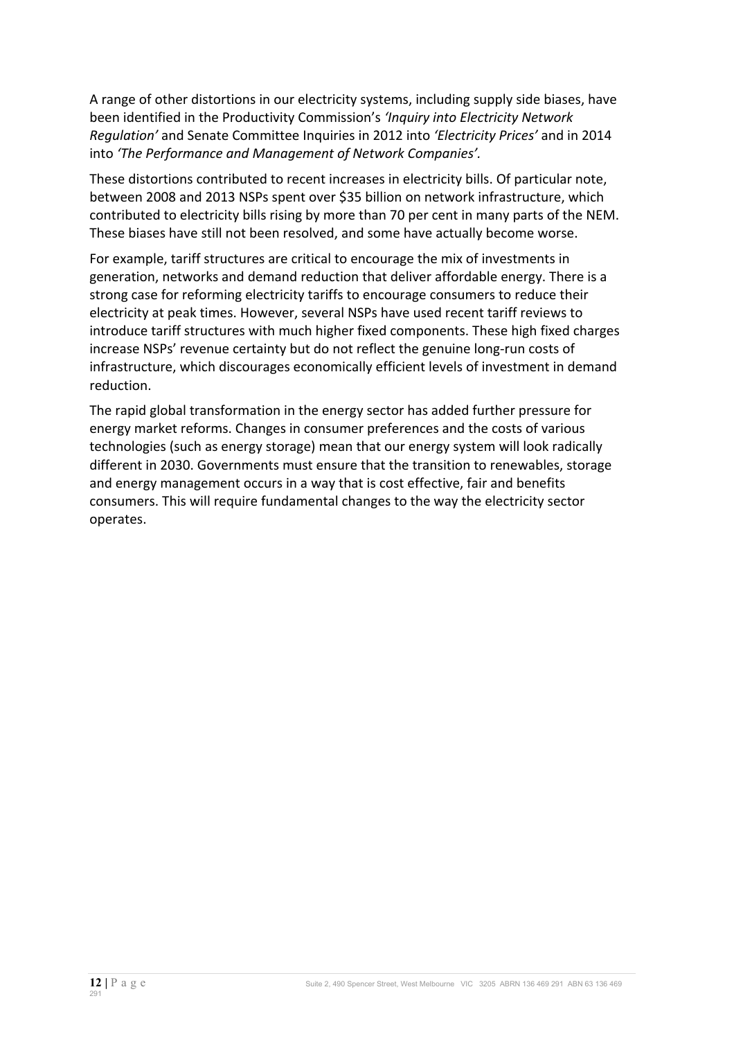A range of other distortions in our electricity systems, including supply side biases, have been identified in the Productivity Commission's *'Inquiry into Electricity Network Regulation'* and Senate Committee Inquiries in 2012 into *'Electricity Prices'* and in 2014 into *'The Performance and Management of Network Companies'.*

These distortions contributed to recent increases in electricity bills. Of particular note, between 2008 and 2013 NSPs spent over $35 billion on network infrastructure, which contributed to electricity bills rising by more than 70 per cent in many parts of the NEM. These biases have still not been resolved, and some have actually become worse.

For example, tariff structures are critical to encourage the mix of investments in generation, networks and demand reduction that deliver affordable energy. There is a strong case for reforming electricity tariffs to encourage consumers to reduce their electricity at peak times. However, several NSPs have used recent tariff reviews to introduce tariff structures with much higher fixed components. These high fixed charges increase NSPs' revenue certainty but do not reflect the genuine long-run costs of infrastructure, which discourages economically efficient levels of investment in demand reduction.

The rapid global transformation in the energy sector has added further pressure for energy market reforms. Changes in consumer preferences and the costs of various technologies (such as energy storage) mean that our energy system will look radically different in 2030. Governments must ensure that the transition to renewables, storage and energy management occurs in a way that is cost effective, fair and benefits consumers. This will require fundamental changes to the way the electricity sector operates.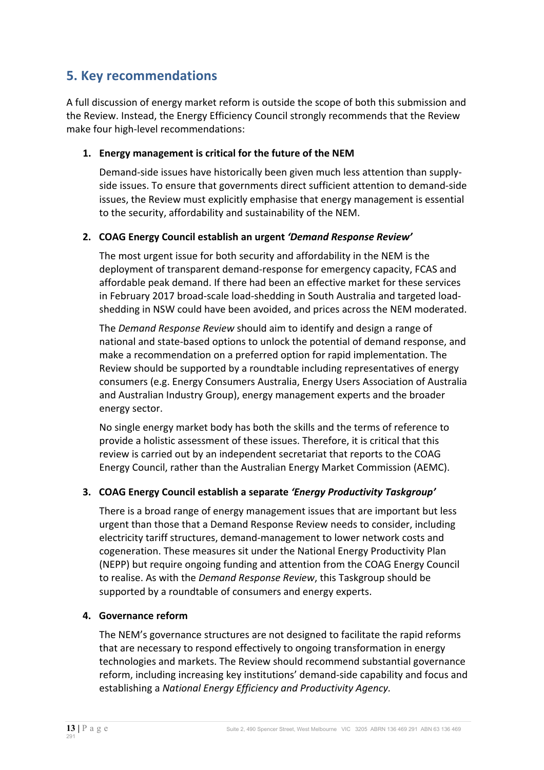## 5. Key recommendations

A full discussion of energy market reform is outside the scope of both this submission and the Review. Instead, the Energy Efficiency Council strongly recommends that the Review make four high-level recommendations:

1. **Energy management is critical for the future of the NEM**

   Demand-side issues have historically been given much less attention than supply-side issues. To ensure that governments direct sufficient attention to demand-side issues, the Review must explicitly emphasise that energy management is essential to the security, affordability and sustainability of the NEM.

2. **COAG Energy Council establish an urgent *'Demand Response Review'***

   The most urgent issue for both security and affordability in the NEM is the deployment of transparent demand-response for emergency capacity, FCAS and affordable peak demand. If there had been an effective market for these services in February 2017 broad-scale load-shedding in South Australia and targeted load-shedding in NSW could have been avoided, and prices across the NEM moderated.

   The *Demand Response Review* should aim to identify and design a range of national and state-based options to unlock the potential of demand response, and make a recommendation on a preferred option for rapid implementation. The Review should be supported by a roundtable including representatives of energy consumers (e.g. Energy Consumers Australia, Energy Users Association of Australia and Australian Industry Group), energy management experts and the broader energy sector.

   No single energy market body has both the skills and the terms of reference to provide a holistic assessment of these issues. Therefore, it is critical that this review is carried out by an independent secretariat that reports to the COAG Energy Council, rather than the Australian Energy Market Commission (AEMC).

3. **COAG Energy Council establish a separate *'Energy Productivity Taskgroup'***

   There is a broad range of energy management issues that are important but less urgent than those that a Demand Response Review needs to consider, including electricity tariff structures, demand-management to lower network costs and cogeneration. These measures sit under the National Energy Productivity Plan (NEPP) but require ongoing funding and attention from the COAG Energy Council to realise. As with the *Demand Response Review*, this Taskgroup should be supported by a roundtable of consumers and energy experts.

4. **Governance reform**

   The NEM's governance structures are not designed to facilitate the rapid reforms that are necessary to respond effectively to ongoing transformation in energy technologies and markets. The Review should recommend substantial governance reform, including increasing key institutions' demand-side capability and focus and establishing a *National Energy Efficiency and Productivity Agency.*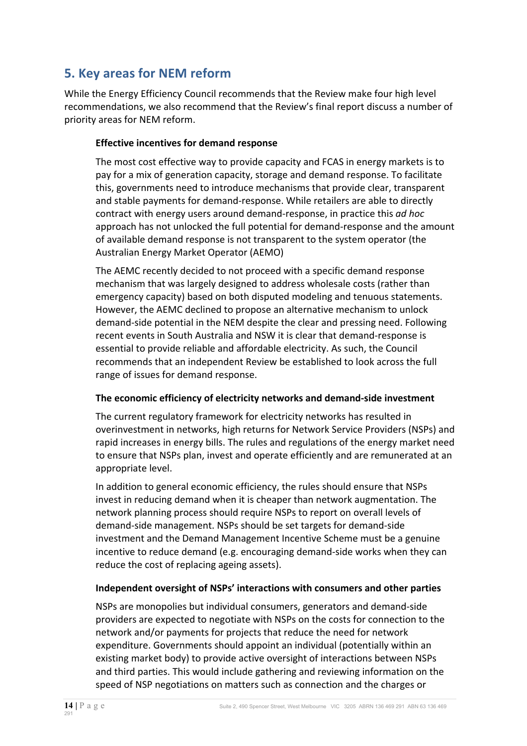## 5. Key areas for NEM reform

While the Energy Efficiency Council recommends that the Review make four high level recommendations, we also recommend that the Review's final report discuss a number of priority areas for NEM reform.

### Effective incentives for demand response

The most cost effective way to provide capacity and FCAS in energy markets is to pay for a mix of generation capacity, storage and demand response. To facilitate this, governments need to introduce mechanisms that provide clear, transparent and stable payments for demand-response. While retailers are able to directly contract with energy users around demand-response, in practice this *ad hoc* approach has not unlocked the full potential for demand-response and the amount of available demand response is not transparent to the system operator (the Australian Energy Market Operator (AEMO)

The AEMC recently decided to not proceed with a specific demand response mechanism that was largely designed to address wholesale costs (rather than emergency capacity) based on both disputed modeling and tenuous statements. However, the AEMC declined to propose an alternative mechanism to unlock demand-side potential in the NEM despite the clear and pressing need. Following recent events in South Australia and NSW it is clear that demand-response is essential to provide reliable and affordable electricity. As such, the Council recommends that an independent Review be established to look across the full range of issues for demand response.

### The economic efficiency of electricity networks and demand-side investment

The current regulatory framework for electricity networks has resulted in overinvestment in networks, high returns for Network Service Providers (NSPs) and rapid increases in energy bills. The rules and regulations of the energy market need to ensure that NSPs plan, invest and operate efficiently and are remunerated at an appropriate level.

In addition to general economic efficiency, the rules should ensure that NSPs invest in reducing demand when it is cheaper than network augmentation. The network planning process should require NSPs to report on overall levels of demand-side management. NSPs should be set targets for demand-side investment and the Demand Management Incentive Scheme must be a genuine incentive to reduce demand (e.g. encouraging demand-side works when they can reduce the cost of replacing ageing assets).

### Independent oversight of NSPs' interactions with consumers and other parties

NSPs are monopolies but individual consumers, generators and demand-side providers are expected to negotiate with NSPs on the costs for connection to the network and/or payments for projects that reduce the need for network expenditure. Governments should appoint an individual (potentially within an existing market body) to provide active oversight of interactions between NSPs and third parties. This would include gathering and reviewing information on the speed of NSP negotiations on matters such as connection and the charges or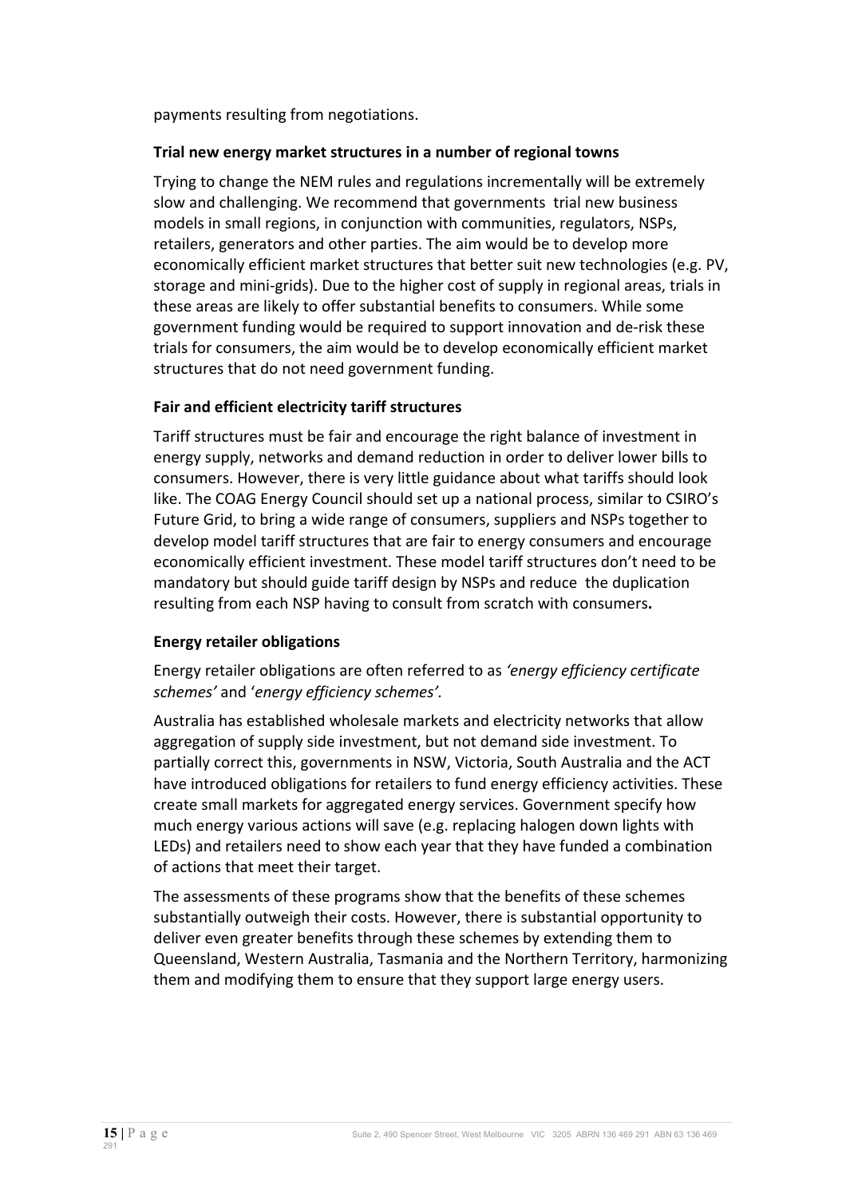payments resulting from negotiations.

**Trial new energy market structures in a number of regional towns**

Trying to change the NEM rules and regulations incrementally will be extremely slow and challenging. We recommend that governments trial new business models in small regions, in conjunction with communities, regulators, NSPs, retailers, generators and other parties. The aim would be to develop more economically efficient market structures that better suit new technologies (e.g. PV, storage and mini-grids). Due to the higher cost of supply in regional areas, trials in these areas are likely to offer substantial benefits to consumers. While some government funding would be required to support innovation and de-risk these trials for consumers, the aim would be to develop economically efficient market structures that do not need government funding.

**Fair and efficient electricity tariff structures**

Tariff structures must be fair and encourage the right balance of investment in energy supply, networks and demand reduction in order to deliver lower bills to consumers. However, there is very little guidance about what tariffs should look like. The COAG Energy Council should set up a national process, similar to CSIRO's Future Grid, to bring a wide range of consumers, suppliers and NSPs together to develop model tariff structures that are fair to energy consumers and encourage economically efficient investment. These model tariff structures don't need to be mandatory but should guide tariff design by NSPs and reduce the duplication resulting from each NSP having to consult from scratch with consumers.

**Energy retailer obligations**

Energy retailer obligations are often referred to as *'energy efficiency certificate schemes'* and '*energy efficiency schemes'*.

Australia has established wholesale markets and electricity networks that allow aggregation of supply side investment, but not demand side investment. To partially correct this, governments in NSW, Victoria, South Australia and the ACT have introduced obligations for retailers to fund energy efficiency activities. These create small markets for aggregated energy services. Government specify how much energy various actions will save (e.g. replacing halogen down lights with LEDs) and retailers need to show each year that they have funded a combination of actions that meet their target.

The assessments of these programs show that the benefits of these schemes substantially outweigh their costs. However, there is substantial opportunity to deliver even greater benefits through these schemes by extending them to Queensland, Western Australia, Tasmania and the Northern Territory, harmonizing them and modifying them to ensure that they support large energy users.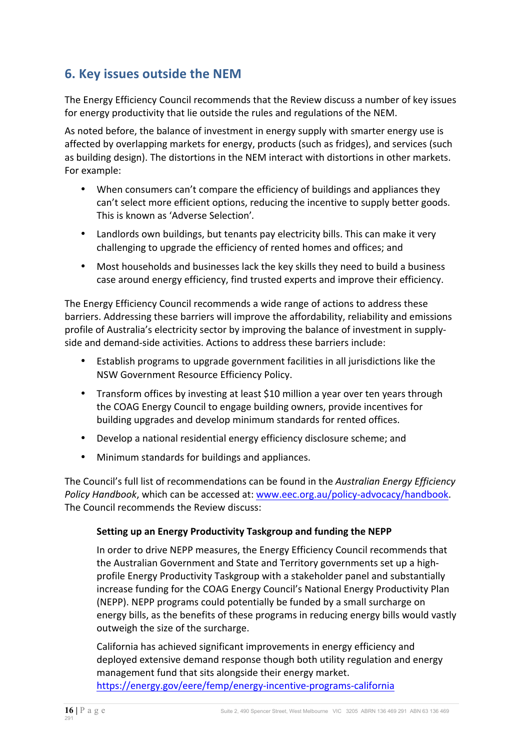## 6. Key issues outside the NEM

The Energy Efficiency Council recommends that the Review discuss a number of key issues for energy productivity that lie outside the rules and regulations of the NEM.

As noted before, the balance of investment in energy supply with smarter energy use is affected by overlapping markets for energy, products (such as fridges), and services (such as building design). The distortions in the NEM interact with distortions in other markets. For example:

- When consumers can't compare the efficiency of buildings and appliances they can't select more efficient options, reducing the incentive to supply better goods. This is known as 'Adverse Selection'.
- Landlords own buildings, but tenants pay electricity bills. This can make it very challenging to upgrade the efficiency of rented homes and offices; and
- Most households and businesses lack the key skills they need to build a business case around energy efficiency, find trusted experts and improve their efficiency.

The Energy Efficiency Council recommends a wide range of actions to address these barriers. Addressing these barriers will improve the affordability, reliability and emissions profile of Australia's electricity sector by improving the balance of investment in supply-side and demand-side activities. Actions to address these barriers include:

- Establish programs to upgrade government facilities in all jurisdictions like the NSW Government Resource Efficiency Policy.
- Transform offices by investing at least $10 million a year over ten years through the COAG Energy Council to engage building owners, provide incentives for building upgrades and develop minimum standards for rented offices.
- Develop a national residential energy efficiency disclosure scheme; and
- Minimum standards for buildings and appliances.

The Council's full list of recommendations can be found in the *Australian Energy Efficiency Policy Handbook*, which can be accessed at: www.eec.org.au/policy-advocacy/handbook. The Council recommends the Review discuss:

**Setting up an Energy Productivity Taskgroup and funding the NEPP**

In order to drive NEPP measures, the Energy Efficiency Council recommends that the Australian Government and State and Territory governments set up a high-profile Energy Productivity Taskgroup with a stakeholder panel and substantially increase funding for the COAG Energy Council's National Energy Productivity Plan (NEPP). NEPP programs could potentially be funded by a small surcharge on energy bills, as the benefits of these programs in reducing energy bills would vastly outweigh the size of the surcharge.

California has achieved significant improvements in energy efficiency and deployed extensive demand response though both utility regulation and energy management fund that sits alongside their energy market. https://energy.gov/eere/femp/energy-incentive-programs-california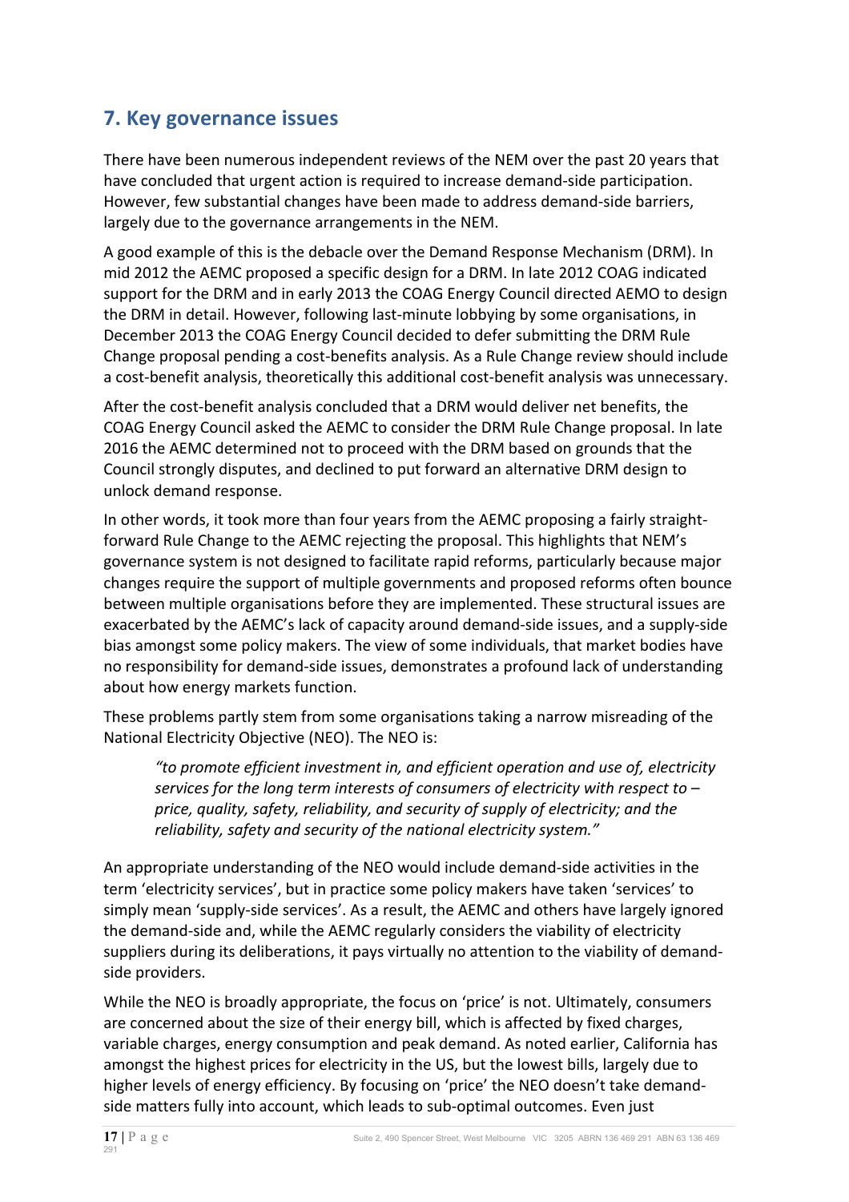## 7. Key governance issues

There have been numerous independent reviews of the NEM over the past 20 years that have concluded that urgent action is required to increase demand-side participation. However, few substantial changes have been made to address demand-side barriers, largely due to the governance arrangements in the NEM.

A good example of this is the debacle over the Demand Response Mechanism (DRM). In mid 2012 the AEMC proposed a specific design for a DRM. In late 2012 COAG indicated support for the DRM and in early 2013 the COAG Energy Council directed AEMO to design the DRM in detail. However, following last-minute lobbying by some organisations, in December 2013 the COAG Energy Council decided to defer submitting the DRM Rule Change proposal pending a cost-benefits analysis. As a Rule Change review should include a cost-benefit analysis, theoretically this additional cost-benefit analysis was unnecessary.

After the cost-benefit analysis concluded that a DRM would deliver net benefits, the COAG Energy Council asked the AEMC to consider the DRM Rule Change proposal. In late 2016 the AEMC determined not to proceed with the DRM based on grounds that the Council strongly disputes, and declined to put forward an alternative DRM design to unlock demand response.

In other words, it took more than four years from the AEMC proposing a fairly straight-forward Rule Change to the AEMC rejecting the proposal. This highlights that NEM's governance system is not designed to facilitate rapid reforms, particularly because major changes require the support of multiple governments and proposed reforms often bounce between multiple organisations before they are implemented. These structural issues are exacerbated by the AEMC's lack of capacity around demand-side issues, and a supply-side bias amongst some policy makers. The view of some individuals, that market bodies have no responsibility for demand-side issues, demonstrates a profound lack of understanding about how energy markets function.

These problems partly stem from some organisations taking a narrow misreading of the National Electricity Objective (NEO). The NEO is:

> *"to promote efficient investment in, and efficient operation and use of, electricity services for the long term interests of consumers of electricity with respect to – price, quality, safety, reliability, and security of supply of electricity; and the reliability, safety and security of the national electricity system."*

An appropriate understanding of the NEO would include demand-side activities in the term 'electricity services', but in practice some policy makers have taken 'services' to simply mean 'supply-side services'. As a result, the AEMC and others have largely ignored the demand-side and, while the AEMC regularly considers the viability of electricity suppliers during its deliberations, it pays virtually no attention to the viability of demand-side providers.

While the NEO is broadly appropriate, the focus on 'price' is not. Ultimately, consumers are concerned about the size of their energy bill, which is affected by fixed charges, variable charges, energy consumption and peak demand. As noted earlier, California has amongst the highest prices for electricity in the US, but the lowest bills, largely due to higher levels of energy efficiency. By focusing on 'price' the NEO doesn't take demand-side matters fully into account, which leads to sub-optimal outcomes. Even just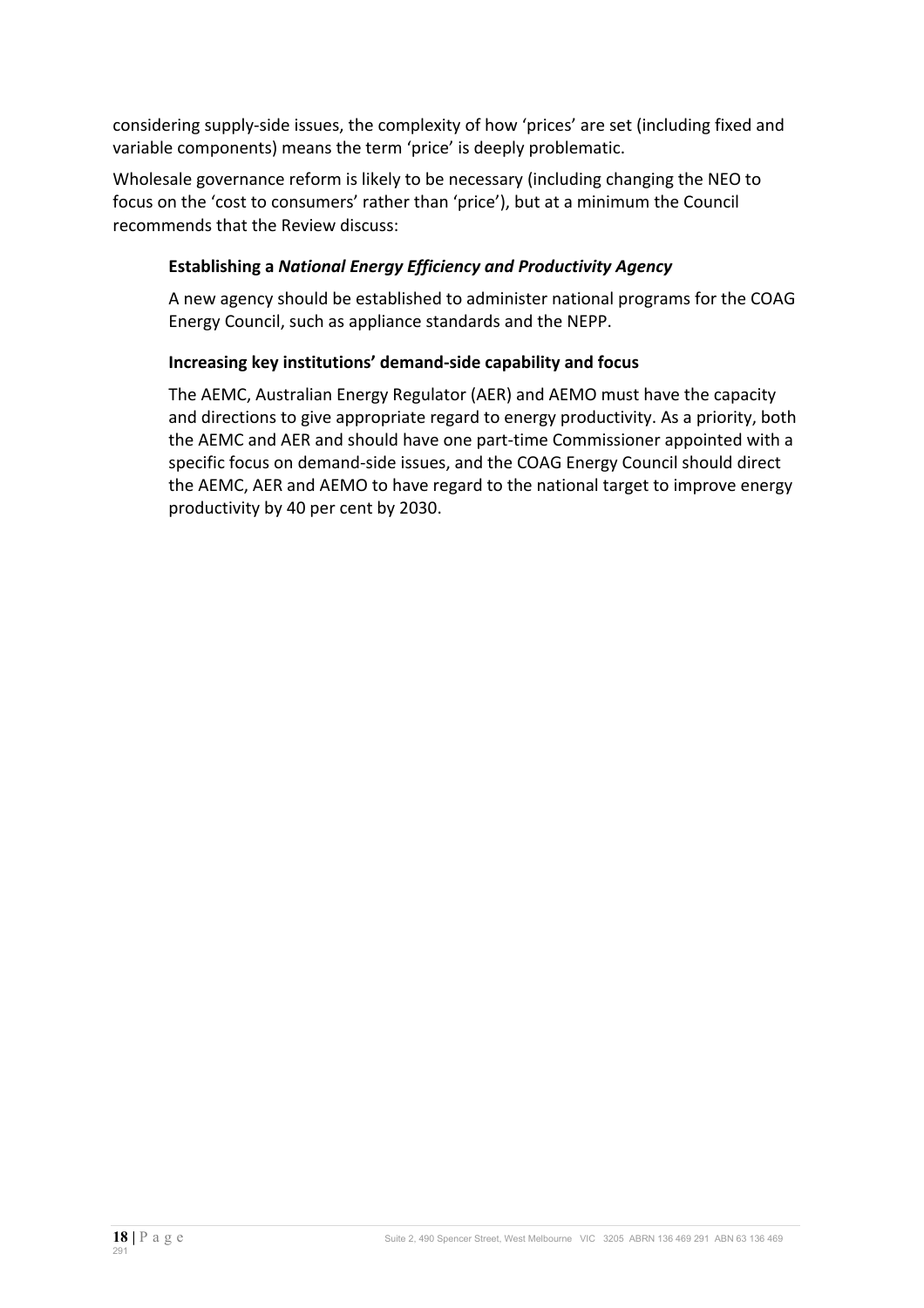considering supply-side issues, the complexity of how 'prices' are set (including fixed and variable components) means the term 'price' is deeply problematic.

Wholesale governance reform is likely to be necessary (including changing the NEO to focus on the 'cost to consumers' rather than 'price'), but at a minimum the Council recommends that the Review discuss:

**Establishing a *National Energy Efficiency and Productivity Agency***

A new agency should be established to administer national programs for the COAG Energy Council, such as appliance standards and the NEPP.

**Increasing key institutions' demand-side capability and focus**

The AEMC, Australian Energy Regulator (AER) and AEMO must have the capacity and directions to give appropriate regard to energy productivity. As a priority, both the AEMC and AER and should have one part-time Commissioner appointed with a specific focus on demand-side issues, and the COAG Energy Council should direct the AEMC, AER and AEMO to have regard to the national target to improve energy productivity by 40 per cent by 2030.